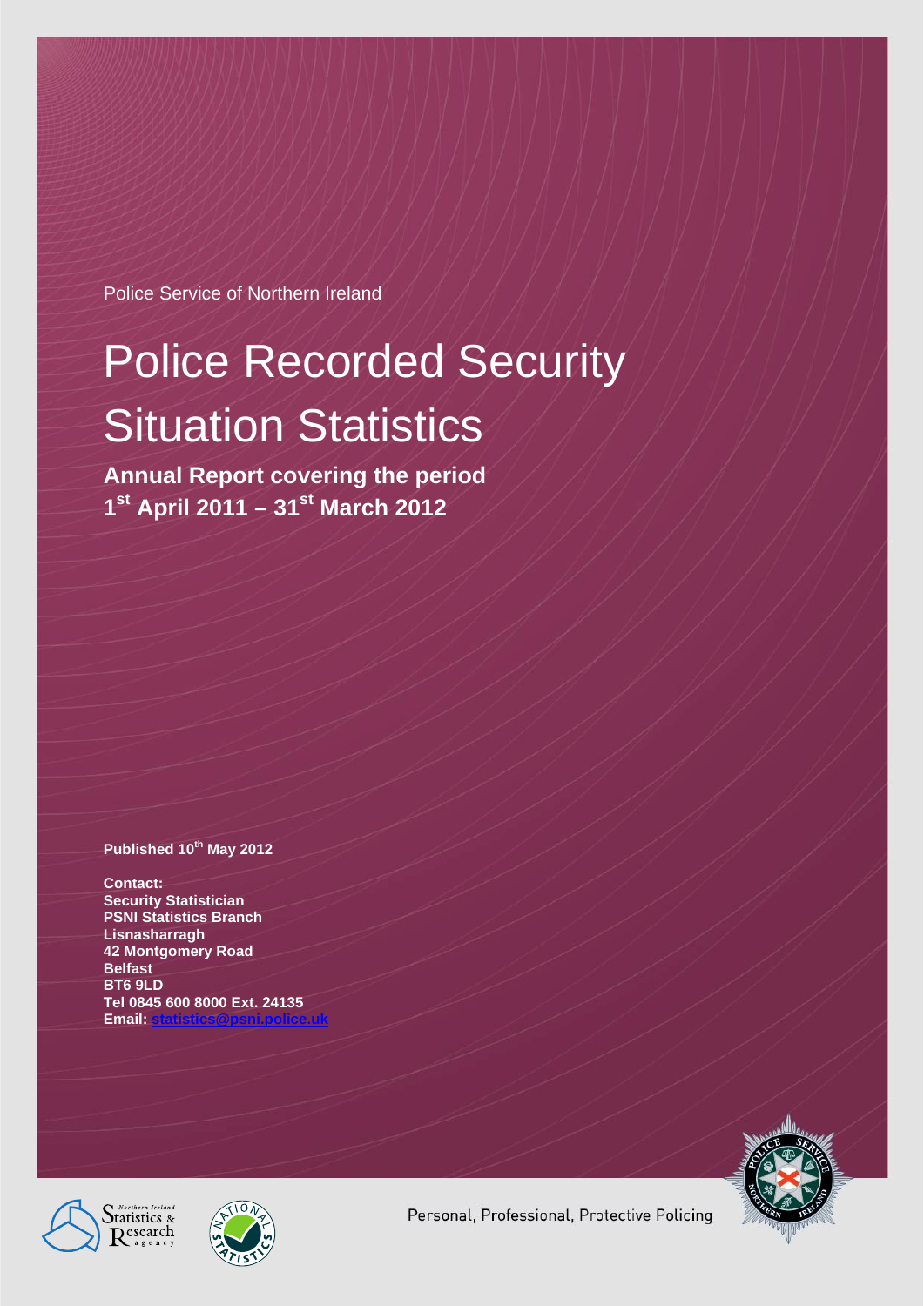Police Service of Northern Ireland

# Police Recorded Security Situation Statistics

## Annual Report covering the period 1st April 2011 – 31st March 2012

**Published 10th May 2012**

**Contact:**
**Security Statistician**
**PSNI Statistics Branch**
**Lisnasharragh**
**42 Montgomery Road**
**Belfast**
**BT6 9LD**
**Tel 0845 600 8000 Ext. 24135**
**Email: statistics@psni.police.uk**

Personal, Professional, Protective Policing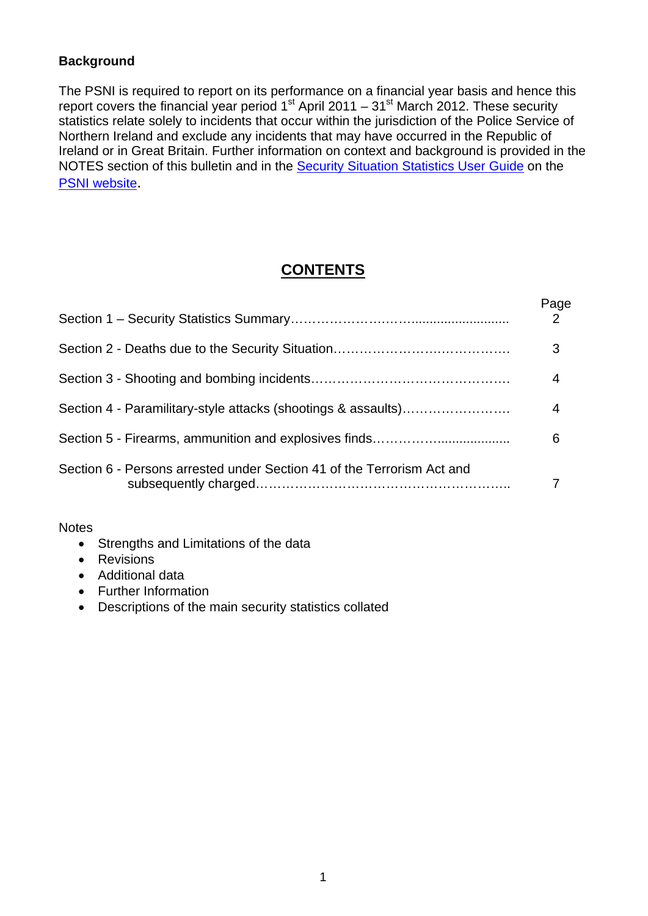**Background**

The PSNI is required to report on its performance on a financial year basis and hence this report covers the financial year period 1st April 2011 – 31st March 2012. These security statistics relate solely to incidents that occur within the jurisdiction of the Police Service of Northern Ireland and exclude any incidents that may have occurred in the Republic of Ireland or in Great Britain. Further information on context and background is provided in the NOTES section of this bulletin and in the Security Situation Statistics User Guide on the PSNI website.

## CONTENTS

| | Page |
|---|---|
| Section 1 – Security Statistics Summary | 2 |
| Section 2 - Deaths due to the Security Situation | 3 |
| Section 3 - Shooting and bombing incidents | 4 |
| Section 4 - Paramilitary-style attacks (shootings & assaults) | 4 |
| Section 5 - Firearms, ammunition and explosives finds | 6 |
| Section 6 - Persons arrested under Section 41 of the Terrorism Act and subsequently charged | 7 |

Notes

- Strengths and Limitations of the data
- Revisions
- Additional data
- Further Information
- Descriptions of the main security statistics collated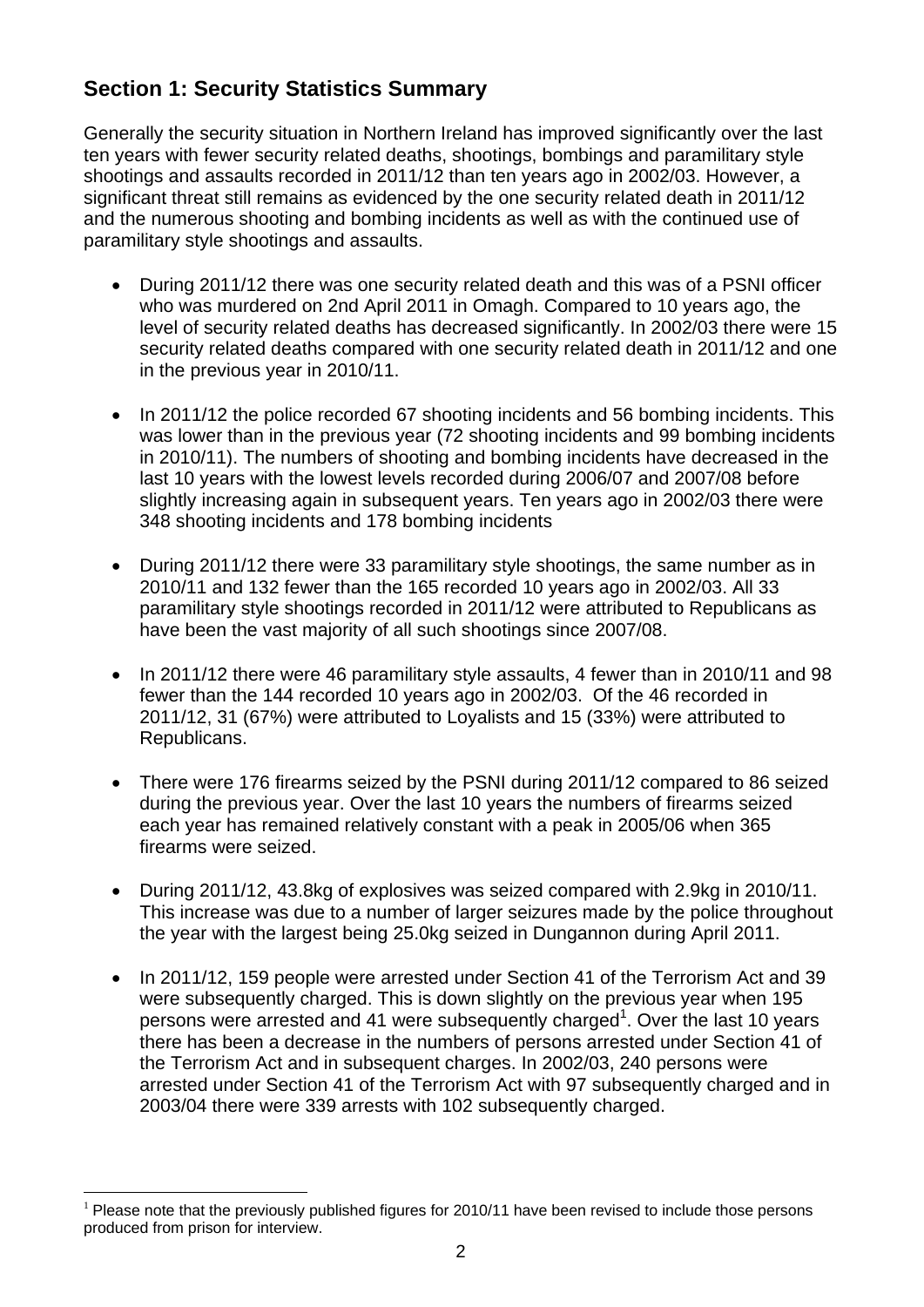## Section 1: Security Statistics Summary

Generally the security situation in Northern Ireland has improved significantly over the last ten years with fewer security related deaths, shootings, bombings and paramilitary style shootings and assaults recorded in 2011/12 than ten years ago in 2002/03. However, a significant threat still remains as evidenced by the one security related death in 2011/12 and the numerous shooting and bombing incidents as well as with the continued use of paramilitary style shootings and assaults.

- During 2011/12 there was one security related death and this was of a PSNI officer who was murdered on 2nd April 2011 in Omagh. Compared to 10 years ago, the level of security related deaths has decreased significantly. In 2002/03 there were 15 security related deaths compared with one security related death in 2011/12 and one in the previous year in 2010/11.
- In 2011/12 the police recorded 67 shooting incidents and 56 bombing incidents. This was lower than in the previous year (72 shooting incidents and 99 bombing incidents in 2010/11). The numbers of shooting and bombing incidents have decreased in the last 10 years with the lowest levels recorded during 2006/07 and 2007/08 before slightly increasing again in subsequent years. Ten years ago in 2002/03 there were 348 shooting incidents and 178 bombing incidents
- During 2011/12 there were 33 paramilitary style shootings, the same number as in 2010/11 and 132 fewer than the 165 recorded 10 years ago in 2002/03. All 33 paramilitary style shootings recorded in 2011/12 were attributed to Republicans as have been the vast majority of all such shootings since 2007/08.
- In 2011/12 there were 46 paramilitary style assaults, 4 fewer than in 2010/11 and 98 fewer than the 144 recorded 10 years ago in 2002/03. Of the 46 recorded in 2011/12, 31 (67%) were attributed to Loyalists and 15 (33%) were attributed to Republicans.
- There were 176 firearms seized by the PSNI during 2011/12 compared to 86 seized during the previous year. Over the last 10 years the numbers of firearms seized each year has remained relatively constant with a peak in 2005/06 when 365 firearms were seized.
- During 2011/12, 43.8kg of explosives was seized compared with 2.9kg in 2010/11. This increase was due to a number of larger seizures made by the police throughout the year with the largest being 25.0kg seized in Dungannon during April 2011.
- In 2011/12, 159 people were arrested under Section 41 of the Terrorism Act and 39 were subsequently charged. This is down slightly on the previous year when 195 persons were arrested and 41 were subsequently charged[1]. Over the last 10 years there has been a decrease in the numbers of persons arrested under Section 41 of the Terrorism Act and in subsequent charges. In 2002/03, 240 persons were arrested under Section 41 of the Terrorism Act with 97 subsequently charged and in 2003/04 there were 339 arrests with 102 subsequently charged.

[1] Please note that the previously published figures for 2010/11 have been revised to include those persons produced from prison for interview.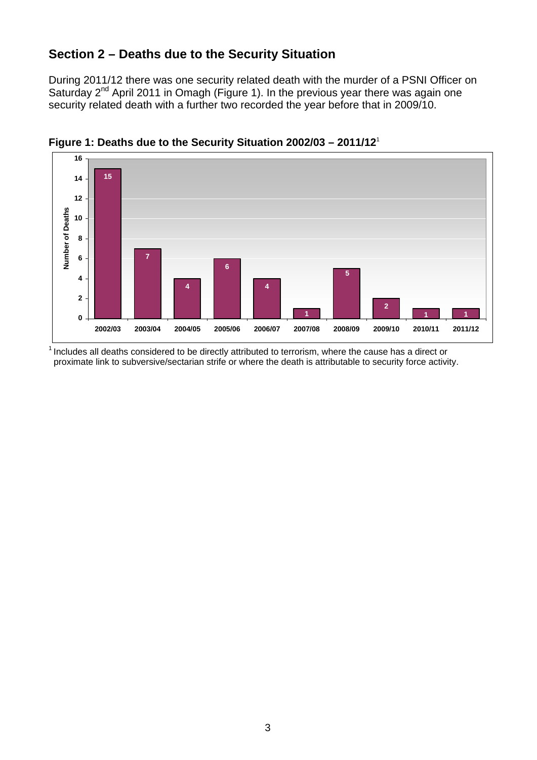## Section 2 – Deaths due to the Security Situation

During 2011/12 there was one security related death with the murder of a PSNI Officer on Saturday 2nd April 2011 in Omagh (Figure 1). In the previous year there was again one security related death with a further two recorded the year before that in 2009/10.

**Figure 1: Deaths due to the Security Situation 2002/03 – 2011/12**[1]

| Year | Number of Deaths |
|---|---|
| 2002/03 | 15 |
| 2003/04 | 7 |
| 2004/05 | 4 |
| 2005/06 | 6 |
| 2006/07 | 4 |
| 2007/08 | 1 |
| 2008/09 | 5 |
| 2009/10 | 2 |
| 2010/11 | 1 |
| 2011/12 | 1 |

[1] Includes all deaths considered to be directly attributed to terrorism, where the cause has a direct or proximate link to subversive/sectarian strife or where the death is attributable to security force activity.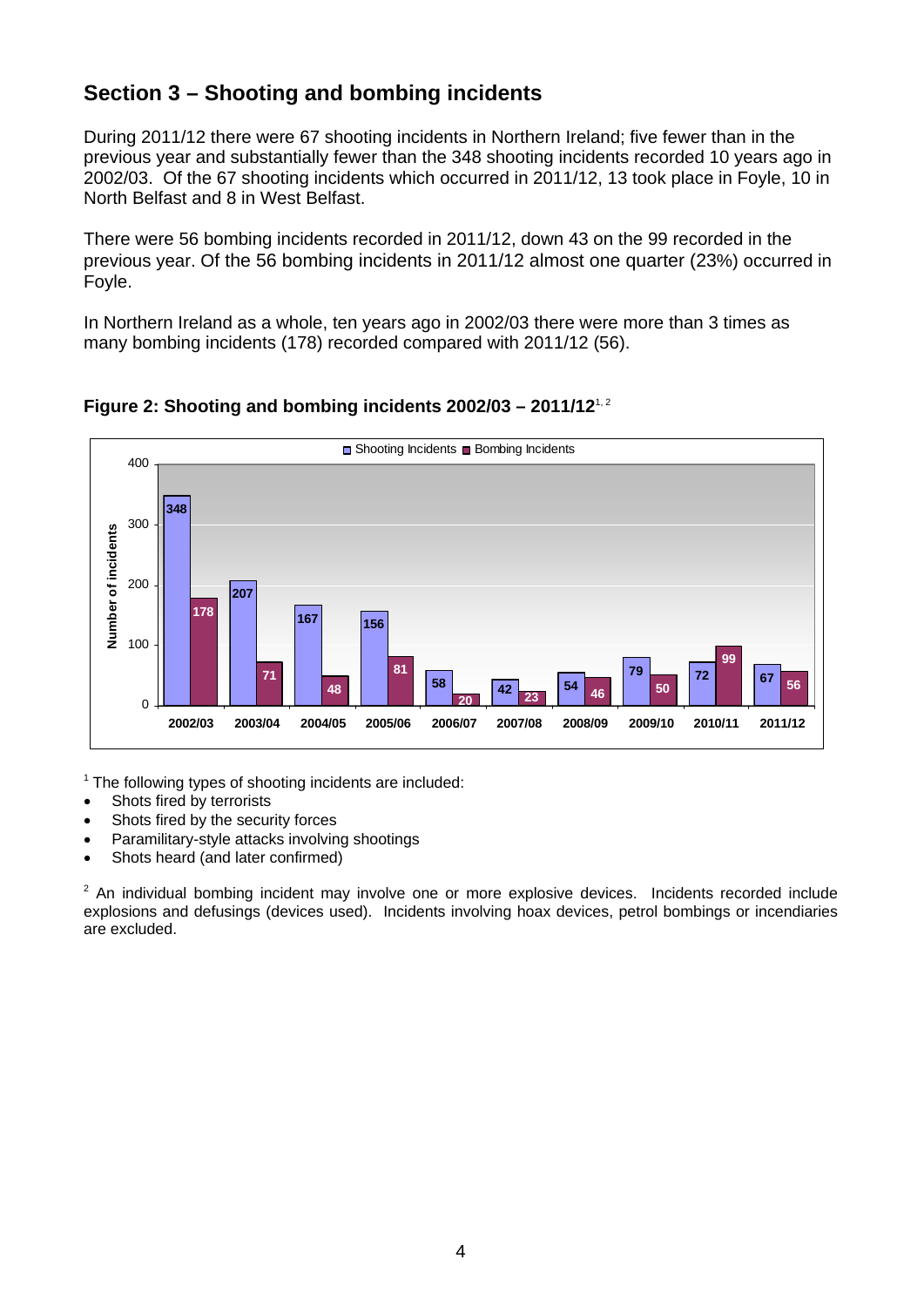## Section 3 – Shooting and bombing incidents

During 2011/12 there were 67 shooting incidents in Northern Ireland; five fewer than in the previous year and substantially fewer than the 348 shooting incidents recorded 10 years ago in 2002/03. Of the 67 shooting incidents which occurred in 2011/12, 13 took place in Foyle, 10 in North Belfast and 8 in West Belfast.

There were 56 bombing incidents recorded in 2011/12, down 43 on the 99 recorded in the previous year. Of the 56 bombing incidents in 2011/12 almost one quarter (23%) occurred in Foyle.

In Northern Ireland as a whole, ten years ago in 2002/03 there were more than 3 times as many bombing incidents (178) recorded compared with 2011/12 (56).

**Figure 2: Shooting and bombing incidents 2002/03 – 2011/12**[1, 2]

| Year | Shooting Incidents | Bombing Incidents |
|---|---|---|
| 2002/03 | 348 | 178 |
| 2003/04 | 207 | 71 |
| 2004/05 | 167 | 48 |
| 2005/06 | 156 | 81 |
| 2006/07 | 58 | 20 |
| 2007/08 | 42 | 23 |
| 2008/09 | 54 | 46 |
| 2009/10 | 79 | 50 |
| 2010/11 | 72 | 99 |
| 2011/12 | 67 | 56 |

[1] The following types of shooting incidents are included:

- Shots fired by terrorists
- Shots fired by the security forces
- Paramilitary-style attacks involving shootings
- Shots heard (and later confirmed)

[2] An individual bombing incident may involve one or more explosive devices. Incidents recorded include explosions and defusings (devices used). Incidents involving hoax devices, petrol bombings or incendiaries are excluded.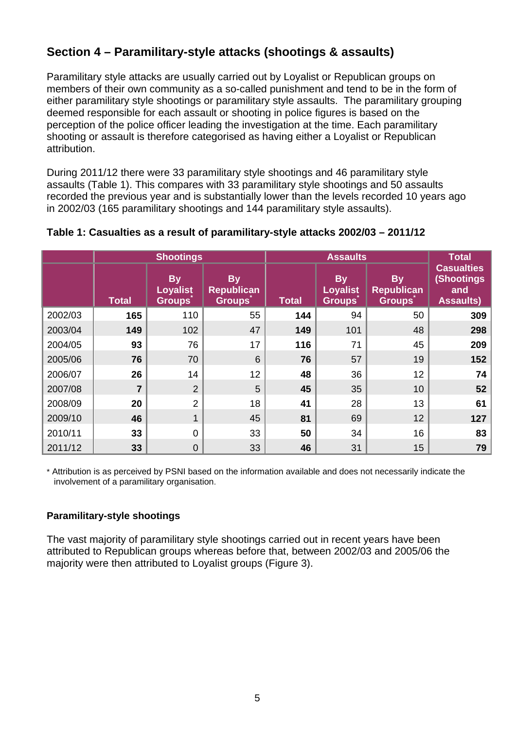## Section 4 – Paramilitary-style attacks (shootings & assaults)

Paramilitary style attacks are usually carried out by Loyalist or Republican groups on members of their own community as a so-called punishment and tend to be in the form of either paramilitary style shootings or paramilitary style assaults. The paramilitary grouping deemed responsible for each assault or shooting in police figures is based on the perception of the police officer leading the investigation at the time. Each paramilitary shooting or assault is therefore categorised as having either a Loyalist or Republican attribution.

During 2011/12 there were 33 paramilitary style shootings and 46 paramilitary style assaults (Table 1). This compares with 33 paramilitary style shootings and 50 assaults recorded the previous year and is substantially lower than the levels recorded 10 years ago in 2002/03 (165 paramilitary shootings and 144 paramilitary style assaults).

**Table 1: Casualties as a result of paramilitary-style attacks 2002/03 – 2011/12**

| | Shootings | | | Assaults | | | Total Casualties (Shootings and Assaults) |
|---|---|---|---|---|---|---|---|
| | Total | By Loyalist Groups* | By Republican Groups* | Total | By Loyalist Groups* | By Republican Groups* | |
| 2002/03 | **165** | 110 | 55 | **144** | 94 | 50 | **309** |
| 2003/04 | **149** | 102 | 47 | **149** | 101 | 48 | **298** |
| 2004/05 | **93** | 76 | 17 | **116** | 71 | 45 | **209** |
| 2005/06 | **76** | 70 | 6 | **76** | 57 | 19 | **152** |
| 2006/07 | **26** | 14 | 12 | **48** | 36 | 12 | **74** |
| 2007/08 | **7** | 2 | 5 | **45** | 35 | 10 | **52** |
| 2008/09 | **20** | 2 | 18 | **41** | 28 | 13 | **61** |
| 2009/10 | **46** | 1 | 45 | **81** | 69 | 12 | **127** |
| 2010/11 | **33** | 0 | 33 | **50** | 34 | 16 | **83** |
| 2011/12 | **33** | 0 | 33 | **46** | 31 | 15 | **79** |

\* Attribution is as perceived by PSNI based on the information available and does not necessarily indicate the involvement of a paramilitary organisation.

### Paramilitary-style shootings

The vast majority of paramilitary style shootings carried out in recent years have been attributed to Republican groups whereas before that, between 2002/03 and 2005/06 the majority were then attributed to Loyalist groups (Figure 3).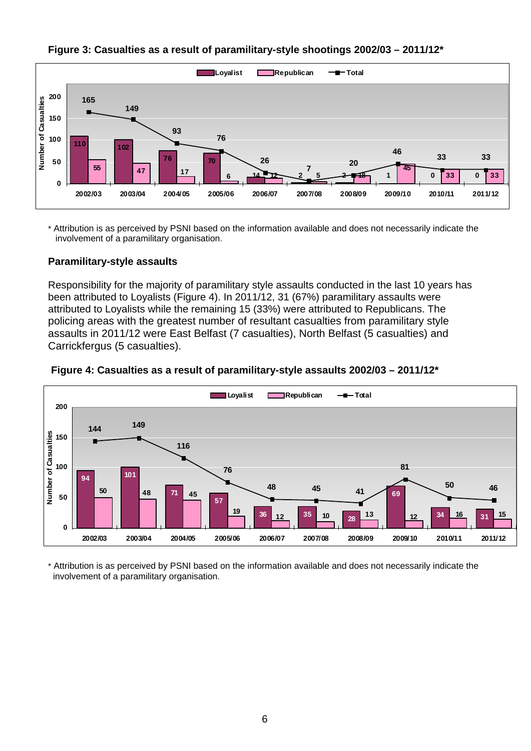**Figure 3: Casualties as a result of paramilitary-style shootings 2002/03 – 2011/12***

| Year | Loyalist | Republican | Total |
|---|---|---|---|
| 2002/03 | 110 | 55 | 165 |
| 2003/04 | 102 | 47 | 149 |
| 2004/05 | 76 | 17 | 93 |
| 2005/06 | 70 | 6 | 76 |
| 2006/07 | 14 | 12 | 26 |
| 2007/08 | 2 | 5 | 7 |
| 2008/09 | 2 | 18 | 20 |
| 2009/10 | 1 | 45 | 46 |
| 2010/11 | 0 | 33 | 33 |
| 2011/12 | 0 | 33 | 33 |

\* Attribution is as perceived by PSNI based on the information available and does not necessarily indicate the involvement of a paramilitary organisation.

## Paramilitary-style assaults

Responsibility for the majority of paramilitary style assaults conducted in the last 10 years has been attributed to Loyalists (Figure 4). In 2011/12, 31 (67%) paramilitary assaults were attributed to Loyalists while the remaining 15 (33%) were attributed to Republicans. The policing areas with the greatest number of resultant casualties from paramilitary style assaults in 2011/12 were East Belfast (7 casualties), North Belfast (5 casualties) and Carrickfergus (5 casualties).

**Figure 4: Casualties as a result of paramilitary-style assaults 2002/03 – 2011/12***

| Year | Loyalist | Republican | Total |
|---|---|---|---|
| 2002/03 | 94 | 50 | 144 |
| 2003/04 | 101 | 48 | 149 |
| 2004/05 | 71 | 45 | 116 |
| 2005/06 | 57 | 19 | 76 |
| 2006/07 | 36 | 12 | 48 |
| 2007/08 | 35 | 10 | 45 |
| 2008/09 | 28 | 13 | 41 |
| 2009/10 | 69 | 12 | 81 |
| 2010/11 | 34 | 16 | 50 |
| 2011/12 | 31 | 15 | 46 |

\* Attribution is as perceived by PSNI based on the information available and does not necessarily indicate the involvement of a paramilitary organisation.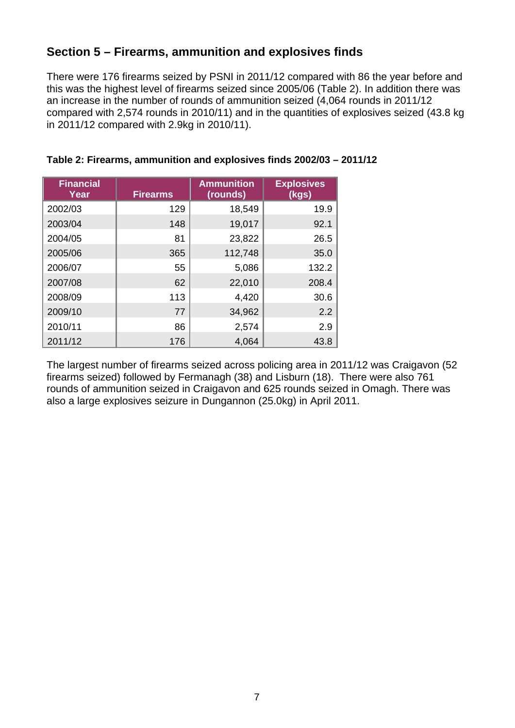## Section 5 – Firearms, ammunition and explosives finds

There were 176 firearms seized by PSNI in 2011/12 compared with 86 the year before and this was the highest level of firearms seized since 2005/06 (Table 2). In addition there was an increase in the number of rounds of ammunition seized (4,064 rounds in 2011/12 compared with 2,574 rounds in 2010/11) and in the quantities of explosives seized (43.8 kg in 2011/12 compared with 2.9kg in 2010/11).

**Table 2: Firearms, ammunition and explosives finds 2002/03 – 2011/12**

| Financial Year | Firearms | Ammunition (rounds) | Explosives (kgs) |
|---|---|---|---|
| 2002/03 | 129 | 18,549 | 19.9 |
| 2003/04 | 148 | 19,017 | 92.1 |
| 2004/05 | 81 | 23,822 | 26.5 |
| 2005/06 | 365 | 112,748 | 35.0 |
| 2006/07 | 55 | 5,086 | 132.2 |
| 2007/08 | 62 | 22,010 | 208.4 |
| 2008/09 | 113 | 4,420 | 30.6 |
| 2009/10 | 77 | 34,962 | 2.2 |
| 2010/11 | 86 | 2,574 | 2.9 |
| 2011/12 | 176 | 4,064 | 43.8 |

The largest number of firearms seized across policing area in 2011/12 was Craigavon (52 firearms seized) followed by Fermanagh (38) and Lisburn (18). There were also 761 rounds of ammunition seized in Craigavon and 625 rounds seized in Omagh. There was also a large explosives seizure in Dungannon (25.0kg) in April 2011.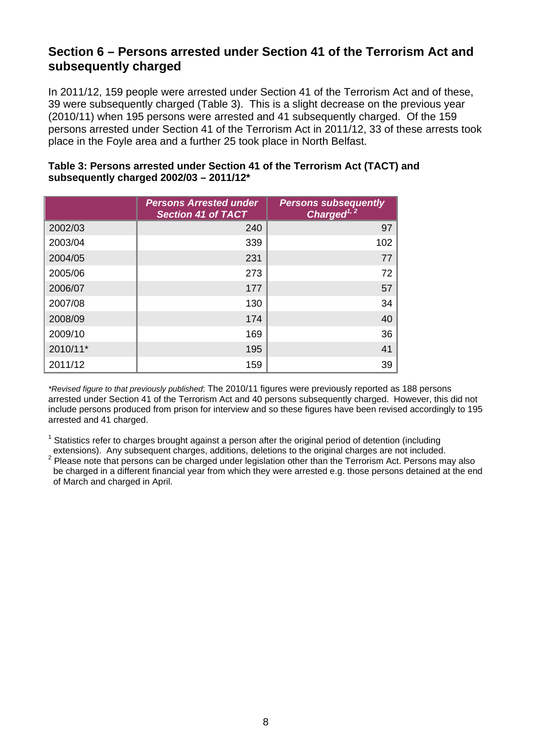## Section 6 – Persons arrested under Section 41 of the Terrorism Act and subsequently charged

In 2011/12, 159 people were arrested under Section 41 of the Terrorism Act and of these, 39 were subsequently charged (Table 3). This is a slight decrease on the previous year (2010/11) when 195 persons were arrested and 41 subsequently charged. Of the 159 persons arrested under Section 41 of the Terrorism Act in 2011/12, 33 of these arrests took place in the Foyle area and a further 25 took place in North Belfast.

**Table 3: Persons arrested under Section 41 of the Terrorism Act (TACT) and subsequently charged 2002/03 – 2011/12***

| | *Persons Arrested under Section 41 of TACT* | *Persons subsequently Charged[1, 2]* |
|---|---|---|
| 2002/03 | 240 | 97 |
| 2003/04 | 339 | 102 |
| 2004/05 | 231 | 77 |
| 2005/06 | 273 | 72 |
| 2006/07 | 177 | 57 |
| 2007/08 | 130 | 34 |
| 2008/09 | 174 | 40 |
| 2009/10 | 169 | 36 |
| 2010/11* | 195 | 41 |
| 2011/12 | 159 | 39 |

**Revised figure to that previously published*: The 2010/11 figures were previously reported as 188 persons arrested under Section 41 of the Terrorism Act and 40 persons subsequently charged. However, this did not include persons produced from prison for interview and so these figures have been revised accordingly to 195 arrested and 41 charged.

[1] Statistics refer to charges brought against a person after the original period of detention (including extensions). Any subsequent charges, additions, deletions to the original charges are not included.

[2] Please note that persons can be charged under legislation other than the Terrorism Act. Persons may also be charged in a different financial year from which they were arrested e.g. those persons detained at the end of March and charged in April.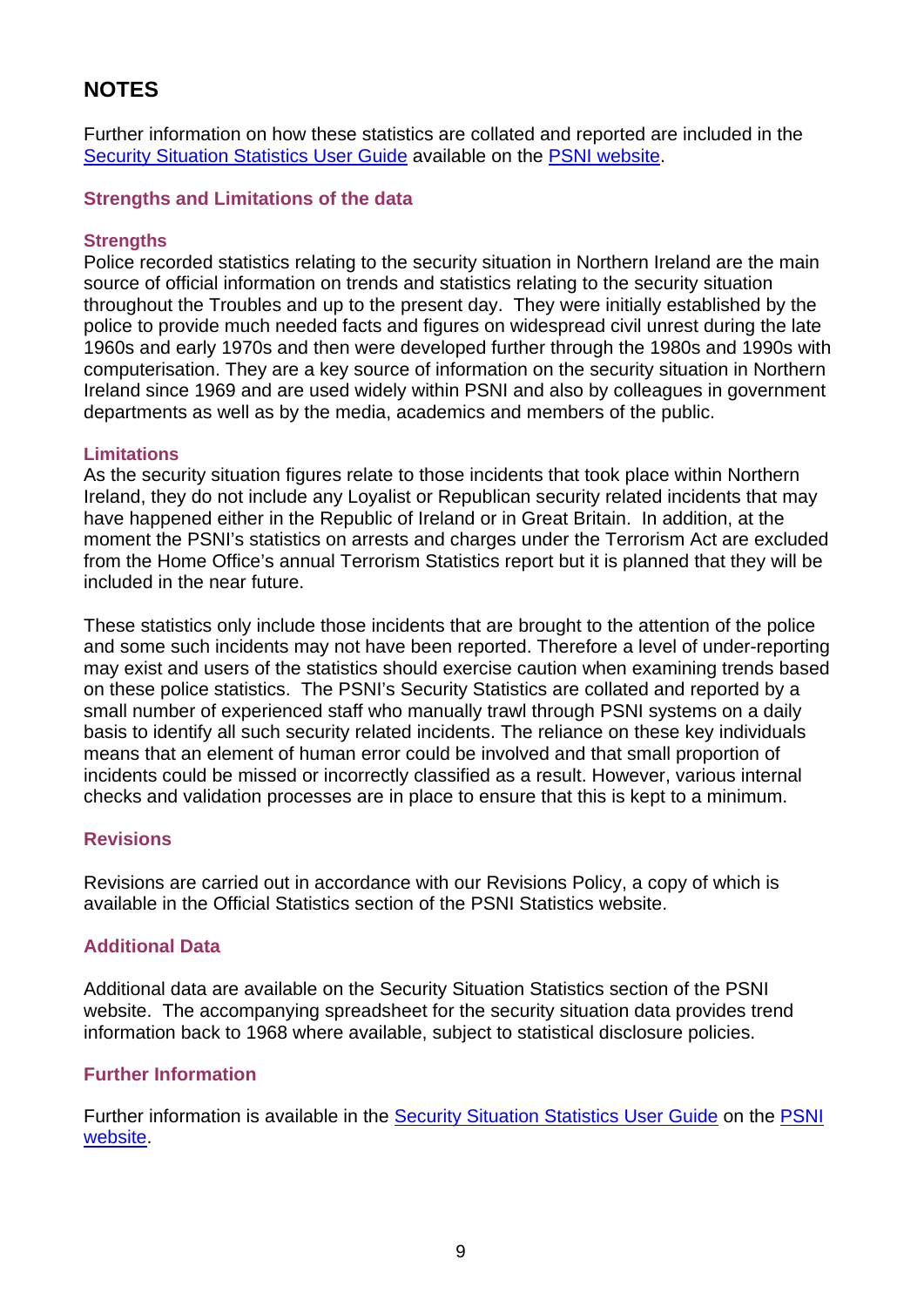## NOTES

Further information on how these statistics are collated and reported are included in the Security Situation Statistics User Guide available on the PSNI website.

### Strengths and Limitations of the data

#### Strengths

Police recorded statistics relating to the security situation in Northern Ireland are the main source of official information on trends and statistics relating to the security situation throughout the Troubles and up to the present day. They were initially established by the police to provide much needed facts and figures on widespread civil unrest during the late 1960s and early 1970s and then were developed further through the 1980s and 1990s with computerisation. They are a key source of information on the security situation in Northern Ireland since 1969 and are used widely within PSNI and also by colleagues in government departments as well as by the media, academics and members of the public.

#### Limitations

As the security situation figures relate to those incidents that took place within Northern Ireland, they do not include any Loyalist or Republican security related incidents that may have happened either in the Republic of Ireland or in Great Britain. In addition, at the moment the PSNI's statistics on arrests and charges under the Terrorism Act are excluded from the Home Office's annual Terrorism Statistics report but it is planned that they will be included in the near future.

These statistics only include those incidents that are brought to the attention of the police and some such incidents may not have been reported. Therefore a level of under-reporting may exist and users of the statistics should exercise caution when examining trends based on these police statistics. The PSNI's Security Statistics are collated and reported by a small number of experienced staff who manually trawl through PSNI systems on a daily basis to identify all such security related incidents. The reliance on these key individuals means that an element of human error could be involved and that small proportion of incidents could be missed or incorrectly classified as a result. However, various internal checks and validation processes are in place to ensure that this is kept to a minimum.

### Revisions

Revisions are carried out in accordance with our Revisions Policy, a copy of which is available in the Official Statistics section of the PSNI Statistics website.

### Additional Data

Additional data are available on the Security Situation Statistics section of the PSNI website. The accompanying spreadsheet for the security situation data provides trend information back to 1968 where available, subject to statistical disclosure policies.

### Further Information

Further information is available in the Security Situation Statistics User Guide on the PSNI website.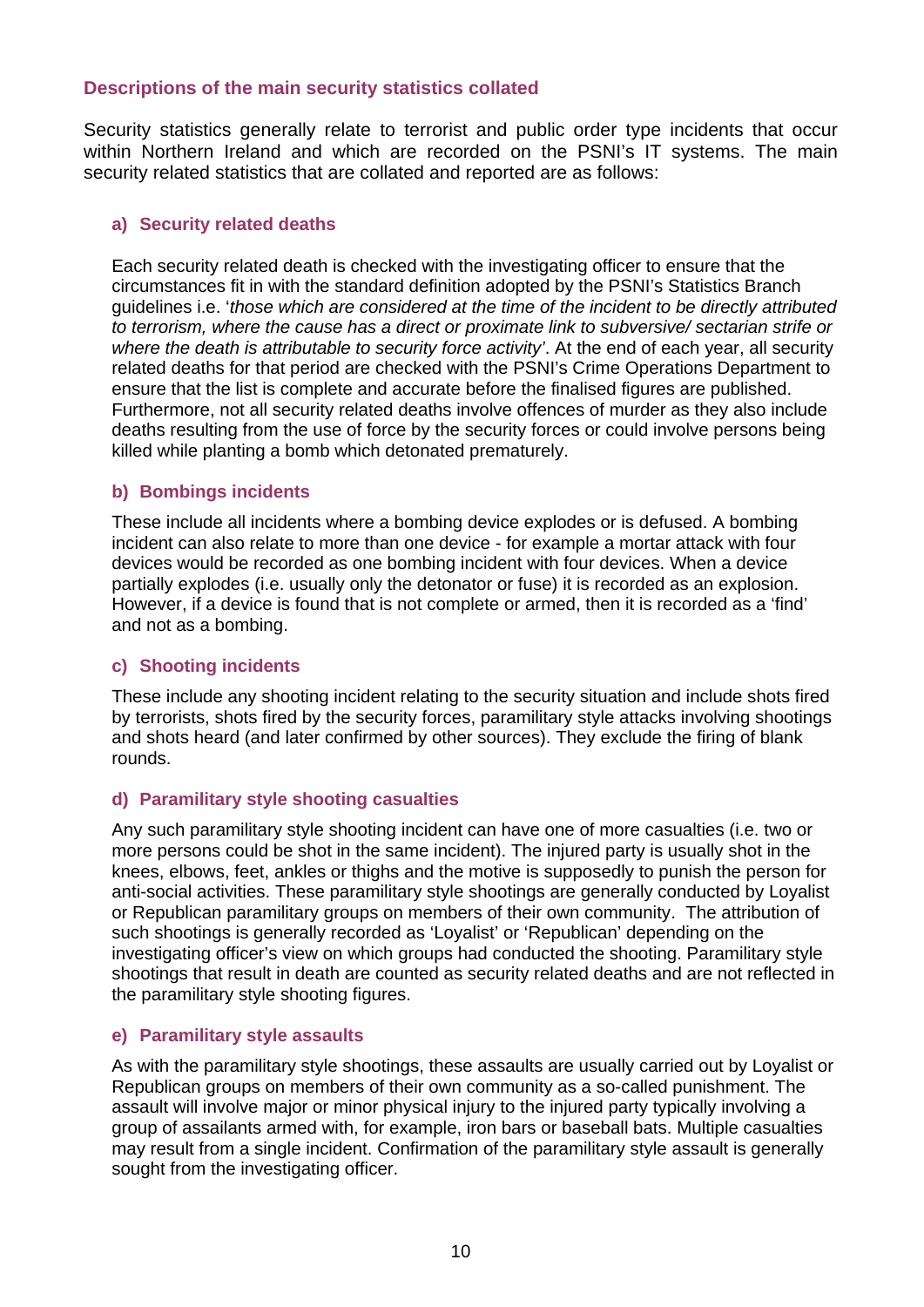### Descriptions of the main security statistics collated

Security statistics generally relate to terrorist and public order type incidents that occur within Northern Ireland and which are recorded on the PSNI's IT systems. The main security related statistics that are collated and reported are as follows:

#### a) Security related deaths

Each security related death is checked with the investigating officer to ensure that the circumstances fit in with the standard definition adopted by the PSNI's Statistics Branch guidelines i.e. '*those which are considered at the time of the incident to be directly attributed to terrorism, where the cause has a direct or proximate link to subversive/ sectarian strife or where the death is attributable to security force activity*'. At the end of each year, all security related deaths for that period are checked with the PSNI's Crime Operations Department to ensure that the list is complete and accurate before the finalised figures are published. Furthermore, not all security related deaths involve offences of murder as they also include deaths resulting from the use of force by the security forces or could involve persons being killed while planting a bomb which detonated prematurely.

#### b) Bombings incidents

These include all incidents where a bombing device explodes or is defused. A bombing incident can also relate to more than one device - for example a mortar attack with four devices would be recorded as one bombing incident with four devices. When a device partially explodes (i.e. usually only the detonator or fuse) it is recorded as an explosion. However, if a device is found that is not complete or armed, then it is recorded as a 'find' and not as a bombing.

#### c) Shooting incidents

These include any shooting incident relating to the security situation and include shots fired by terrorists, shots fired by the security forces, paramilitary style attacks involving shootings and shots heard (and later confirmed by other sources). They exclude the firing of blank rounds.

#### d) Paramilitary style shooting casualties

Any such paramilitary style shooting incident can have one of more casualties (i.e. two or more persons could be shot in the same incident). The injured party is usually shot in the knees, elbows, feet, ankles or thighs and the motive is supposedly to punish the person for anti-social activities. These paramilitary style shootings are generally conducted by Loyalist or Republican paramilitary groups on members of their own community. The attribution of such shootings is generally recorded as 'Loyalist' or 'Republican' depending on the investigating officer's view on which groups had conducted the shooting. Paramilitary style shootings that result in death are counted as security related deaths and are not reflected in the paramilitary style shooting figures.

#### e) Paramilitary style assaults

As with the paramilitary style shootings, these assaults are usually carried out by Loyalist or Republican groups on members of their own community as a so-called punishment. The assault will involve major or minor physical injury to the injured party typically involving a group of assailants armed with, for example, iron bars or baseball bats. Multiple casualties may result from a single incident. Confirmation of the paramilitary style assault is generally sought from the investigating officer.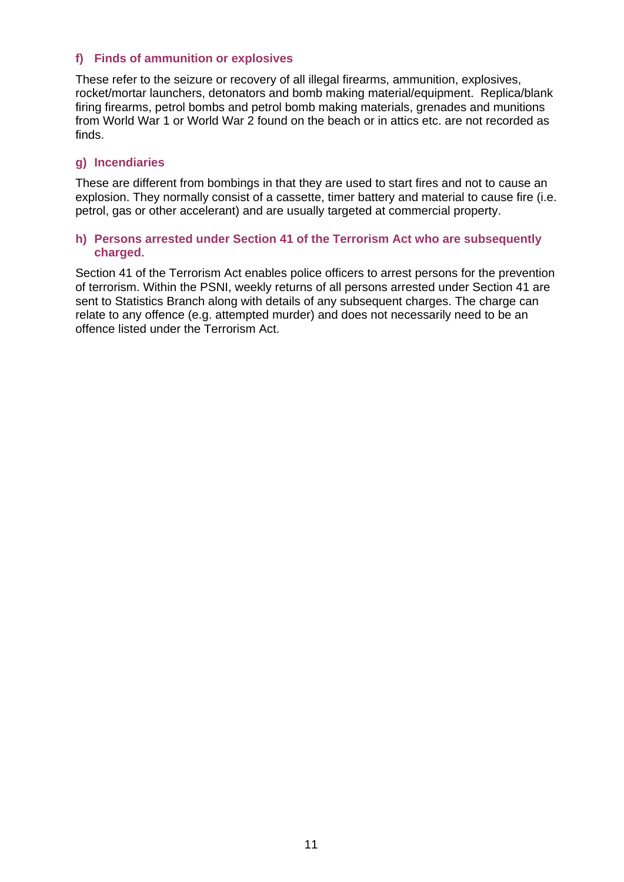#### f) Finds of ammunition or explosives

These refer to the seizure or recovery of all illegal firearms, ammunition, explosives, rocket/mortar launchers, detonators and bomb making material/equipment.  Replica/blank firing firearms, petrol bombs and petrol bomb making materials, grenades and munitions from World War 1 or World War 2 found on the beach or in attics etc. are not recorded as finds.

#### g) Incendiaries

These are different from bombings in that they are used to start fires and not to cause an explosion. They normally consist of a cassette, timer battery and material to cause fire (i.e. petrol, gas or other accelerant) and are usually targeted at commercial property.

#### h) Persons arrested under Section 41 of the Terrorism Act who are subsequently charged.

Section 41 of the Terrorism Act enables police officers to arrest persons for the prevention of terrorism. Within the PSNI, weekly returns of all persons arrested under Section 41 are sent to Statistics Branch along with details of any subsequent charges. The charge can relate to any offence (e.g. attempted murder) and does not necessarily need to be an offence listed under the Terrorism Act.